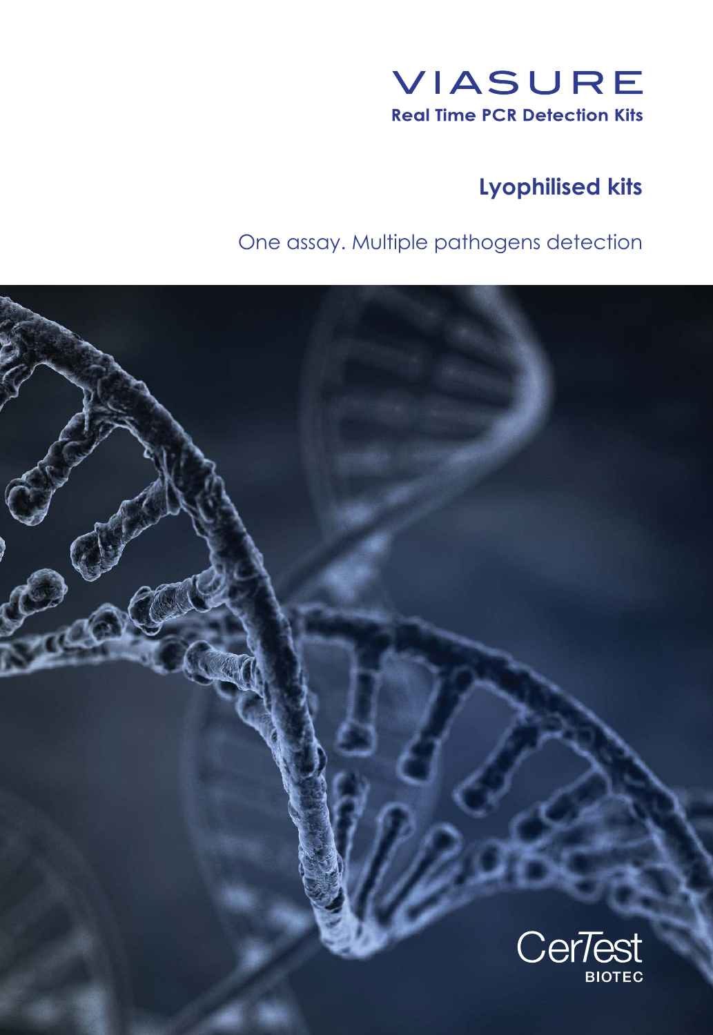# VIASURE

**Real Time PCR Detection Kits**

## Lyophilised kits

One assay. Multiple pathogens detection

CerTest BIOTEC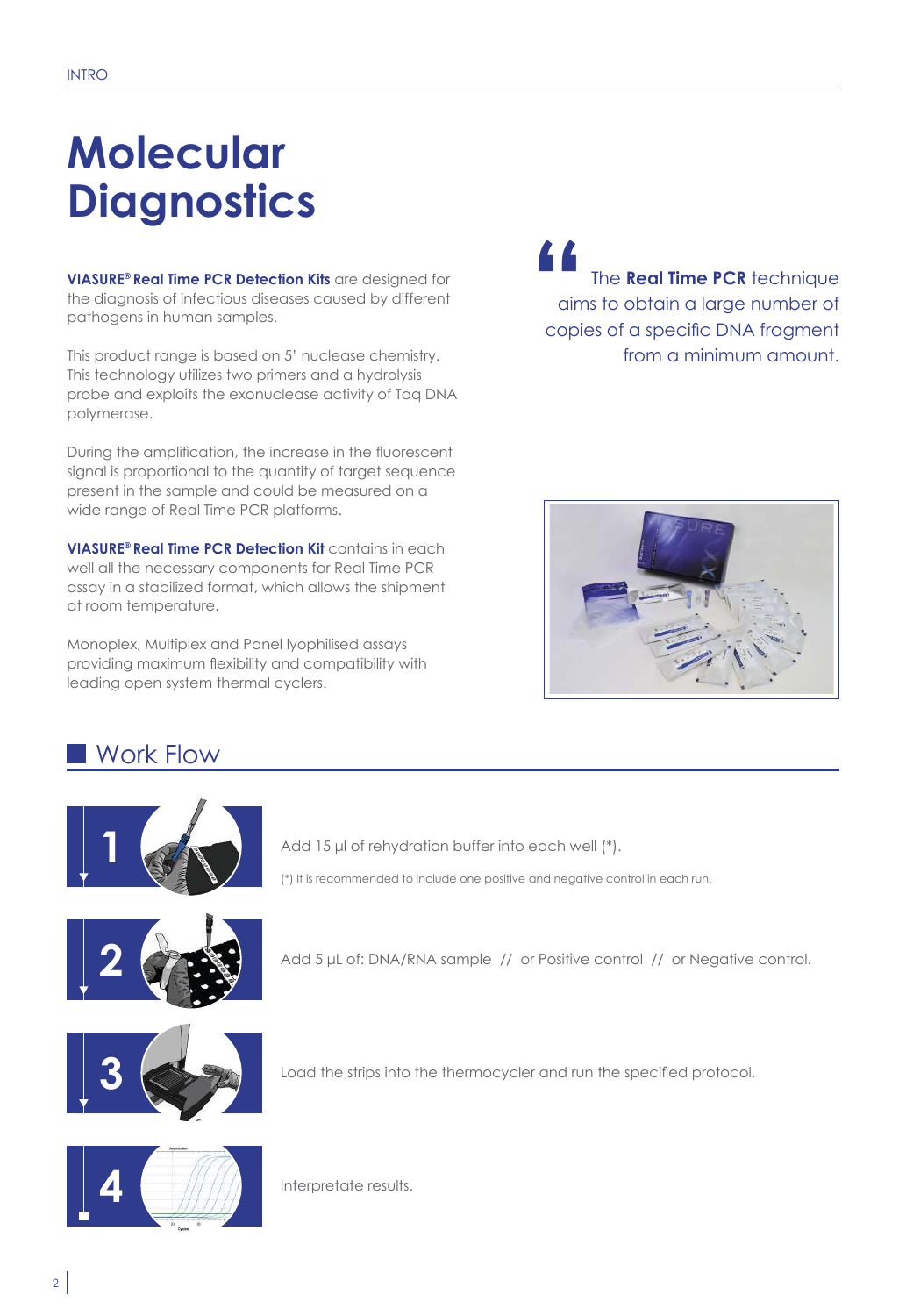# Molecular Diagnostics

**VIASURE® Real Time PCR Detection Kits** are designed for the diagnosis of infectious diseases caused by different pathogens in human samples.

This product range is based on 5' nuclease chemistry. This technology utilizes two primers and a hydrolysis probe and exploits the exonuclease activity of Taq DNA polymerase.

During the amplification, the increase in the fluorescent signal is proportional to the quantity of target sequence present in the sample and could be measured on a wide range of Real Time PCR platforms.

**VIASURE® Real Time PCR Detection Kit** contains in each well all the necessary components for Real Time PCR assay in a stabilized format, which allows the shipment at room temperature.

Monoplex, Multiplex and Panel lyophilised assays providing maximum flexibility and compatibility with leading open system thermal cyclers.

> "The **Real Time PCR** technique aims to obtain a large number of copies of a specific DNA fragment from a minimum amount.

## Work Flow

1. Add 15 µl of rehydration buffer into each well (*).

   (*) It is recommended to include one positive and negative control in each run.

2. Add 5 µL of: DNA/RNA sample // or Positive control // or Negative control.

3. Load the strips into the thermocycler and run the specified protocol.

4. Interpretate results.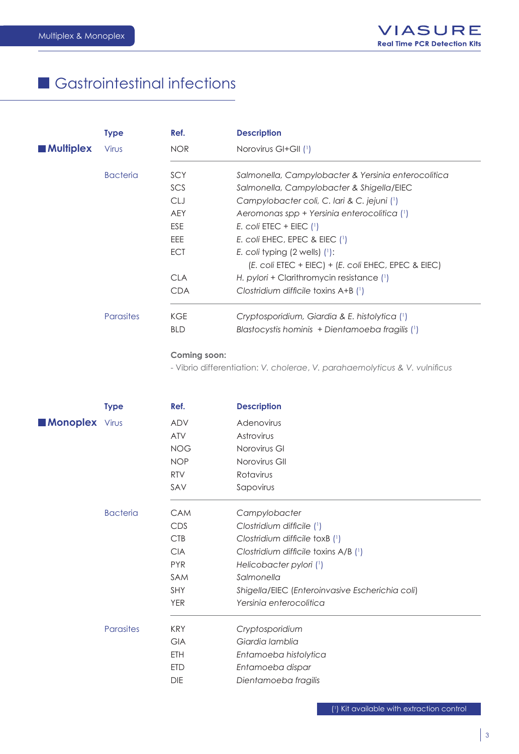# Gastrointestinal infections

## Multiplex

| Type | Ref. | Description |
|---|---|---|
| Virus | NOR | Norovirus GI+GII ([1]) |
| Bacteria | SCY | *Salmonella, Campylobacter & Yersinia enterocolitica* |
| | SCS | *Salmonella, Campylobacter & Shigella*/EIEC |
| | CLJ | *Campylobacter coli, C. lari & C. jejuni* ([1]) |
| | AEY | *Aeromonas spp + Yersinia enterocolitica* ([1]) |
| | ESE | *E. coli* ETEC + EIEC ([1]) |
| | EEE | *E. coli* EHEC, EPEC & EIEC ([1]) |
| | ECT | *E. coli* typing (2 wells) ([1]): (*E. coli* ETEC + EIEC) + (*E. coli* EHEC, EPEC & EIEC) |
| | CLA | *H. pylori* + Clarithromycin resistance ([1]) |
| | CDA | *Clostridium difficile* toxins A+B ([1]) |
| Parasites | KGE | *Cryptosporidium, Giardia & E. histolytica* ([1]) |
| | BLD | *Blastocystis hominis + Dientamoeba fragilis* ([1]) |

**Coming soon:**

- Vibrio differentiation: *V. cholerae*, *V. parahaemolyticus* & *V. vulnificus*

## Monoplex

| Type | Ref. | Description |
|---|---|---|
| Virus | ADV | Adenovirus |
| | ATV | Astrovirus |
| | NOG | Norovirus GI |
| | NOP | Norovirus GII |
| | RTV | Rotavirus |
| | SAV | Sapovirus |
| Bacteria | CAM | *Campylobacter* |
| | CDS | *Clostridium difficile* ([1]) |
| | CTB | *Clostridium difficile* toxB ([1]) |
| | CIA | *Clostridium difficile* toxins A/B ([1]) |
| | PYR | *Helicobacter pylori* ([1]) |
| | SAM | *Salmonella* |
| | SHY | *Shigella*/EIEC (*Enteroinvasive Escherichia coli*) |
| | YER | *Yersinia enterocolitica* |
| Parasites | KRY | *Cryptosporidium* |
| | GIA | *Giardia lamblia* |
| | ETH | *Entamoeba histolytica* |
| | ETD | *Entamoeba dispar* |
| | DIE | *Dientamoeba fragilis* |

([1]) Kit available with extraction control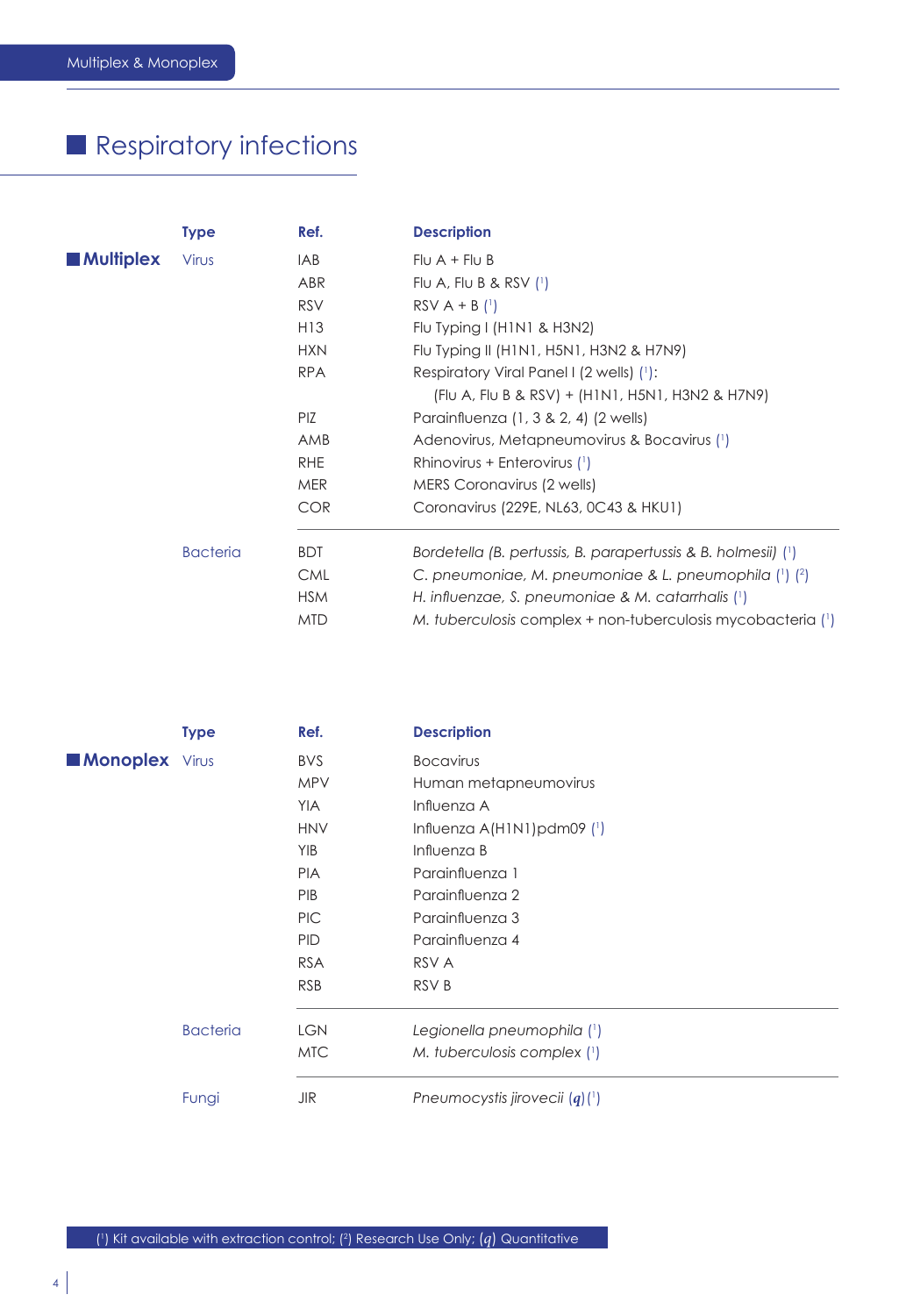## Respiratory infections

### Multiplex

| Type | Ref. | Description |
|---|---|---|
| Virus | IAB | Flu A + Flu B |
| | ABR | Flu A, Flu B & RSV ([1]) |
| | RSV | RSV A + B ([1]) |
| | H13 | Flu Typing I (H1N1 & H3N2) |
| | HXN | Flu Typing II (H1N1, H5N1, H3N2 & H7N9) |
| | RPA | Respiratory Viral Panel I (2 wells) ([1]): (Flu A, Flu B & RSV) + (H1N1, H5N1, H3N2 & H7N9) |
| | PIZ | Parainfluenza (1, 3 & 2, 4) (2 wells) |
| | AMB | Adenovirus, Metapneumovirus & Bocavirus ([1]) |
| | RHE | Rhinovirus + Enterovirus ([1]) |
| | MER | MERS Coronavirus (2 wells) |
| | COR | Coronavirus (229E, NL63, 0C43 & HKU1) |
| Bacteria | BDT | *Bordetella (B. pertussis, B. parapertussis & B. holmesii)* ([1]) |
| | CML | *C. pneumoniae, M. pneumoniae & L. pneumophila* ([1]) ([2]) |
| | HSM | *H. influenzae, S. pneumoniae & M. catarrhalis* ([1]) |
| | MTD | *M. tuberculosis* complex + non-tuberculosis mycobacteria ([1]) |

### Monoplex

| Type | Ref. | Description |
|---|---|---|
| Virus | BVS | Bocavirus |
| | MPV | Human metapneumovirus |
| | YIA | Influenza A |
| | HNV | Influenza A(H1N1)pdm09 ([1]) |
| | YIB | Influenza B |
| | PIA | Parainfluenza 1 |
| | PIB | Parainfluenza 2 |
| | PIC | Parainfluenza 3 |
| | PID | Parainfluenza 4 |
| | RSA | RSV A |
| | RSB | RSV B |
| Bacteria | LGN | *Legionella pneumophila* ([1]) |
| | MTC | *M. tuberculosis complex* ([1]) |
| Fungi | JIR | *Pneumocystis jirovecii* (*q*) ([1]) |

([1]) Kit available with extraction control; ([2]) Research Use Only; (*q*) Quantitative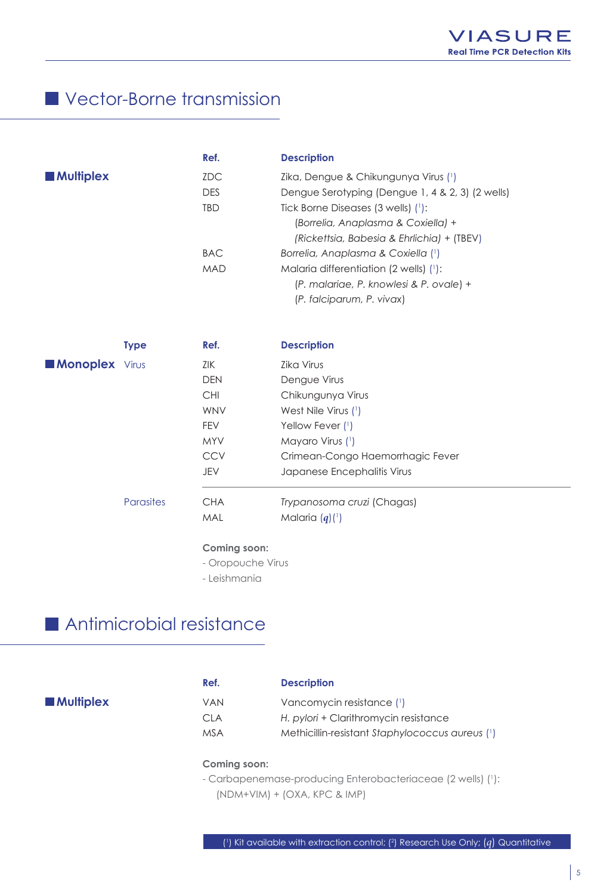## Vector-Borne transmission

### Multiplex

| Ref. | Description |
|---|---|
| ZDC | Zika, Dengue & Chikungunya Virus ([1]) |
| DES | Dengue Serotyping (Dengue 1, 4 & 2, 3) (2 wells) |
| TBD | Tick Borne Diseases (3 wells) ([1]): *(Borrelia, Anaplasma & Coxiella)* + *(Rickettsia, Babesia & Ehrlichia)* + (TBEV) |
| BAC | *Borrelia, Anaplasma & Coxiella* ([1]) |
| MAD | Malaria differentiation (2 wells) ([1]): (*P. malariae, P. knowlesi & P. ovale*) + (*P. falciparum, P. vivax*) |

### Monoplex

| Type | Ref. | Description |
|---|---|---|
| Virus | ZIK | Zika Virus |
| | DEN | Dengue Virus |
| | CHI | Chikungunya Virus |
| | WNV | West Nile Virus ([1]) |
| | FEV | Yellow Fever ([1]) |
| | MYV | Mayaro Virus ([1]) |
| | CCV | Crimean-Congo Haemorrhagic Fever |
| | JEV | Japanese Encephalitis Virus |
| Parasites | CHA | *Trypanosoma cruzi* (Chagas) |
| | MAL | Malaria (*q*) ([1]) |

**Coming soon:**
- Oropouche Virus
- Leishmania

## Antimicrobial resistance

### Multiplex

| Ref. | Description |
|---|---|
| VAN | Vancomycin resistance ([1]) |
| CLA | *H. pylori* + Clarithromycin resistance |
| MSA | Methicillin-resistant *Staphylococcus aureus* ([1]) |

**Coming soon:**
- Carbapenemase-producing Enterobacteriaceae (2 wells) ([1]): (NDM+VIM) + (OXA, KPC & IMP)

([1]) Kit available with extraction control; ([2]) Research Use Only; (*q*) Quantitative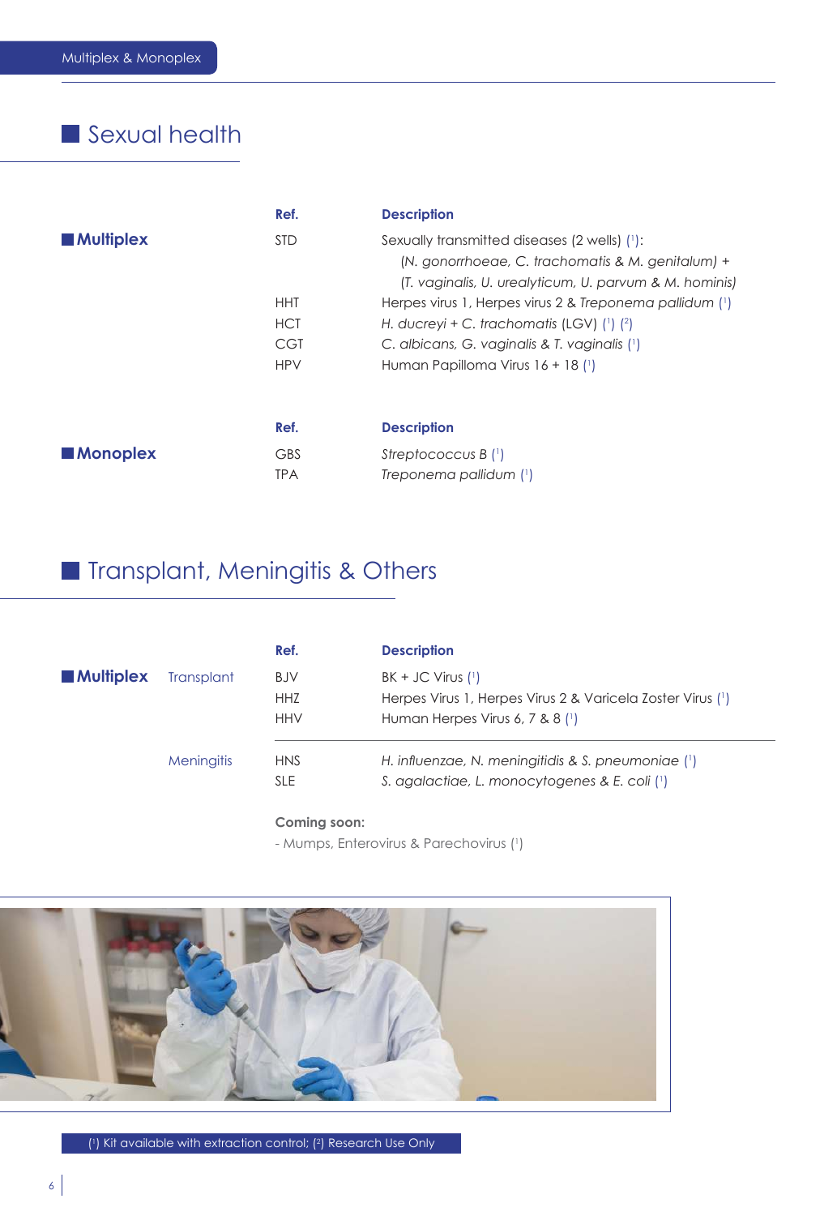## Sexual health

### Multiplex

| Ref. | Description |
|---|---|
| STD | Sexually transmitted diseases (2 wells) ([1]): (*N. gonorrhoeae, C. trachomatis & M. genitalum)* + *(T. vaginalis, U. urealyticum, U. parvum & M. hominis)* |
| HHT | Herpes virus 1, Herpes virus 2 & *Treponema pallidum* ([1]) |
| HCT | *H. ducreyi* + *C. trachomatis* (LGV) ([1]) ([2]) |
| CGT | *C. albicans, G. vaginalis & T. vaginalis* ([1]) |
| HPV | Human Papilloma Virus 16 + 18 ([1]) |

### Monoplex

| Ref. | Description |
|---|---|
| GBS | *Streptococcus B* ([1]) |
| TPA | *Treponema pallidum* ([1]) |

## Transplant, Meningitis & Others

### Multiplex

| | Ref. | Description |
|---|---|---|
| Transplant | BJV | BK + JC Virus ([1]) |
| | HHZ | Herpes Virus 1, Herpes Virus 2 & Varicela Zoster Virus ([1]) |
| | HHV | Human Herpes Virus 6, 7 & 8 ([1]) |
| Meningitis | HNS | *H. influenzae, N. meningitidis & S. pneumoniae* ([1]) |
| | SLE | *S. agalactiae, L. monocytogenes & E. coli* ([1]) |

**Coming soon:**

- Mumps, Enterovirus & Parechovirus ([1])

([1]) Kit available with extraction control; ([2]) Research Use Only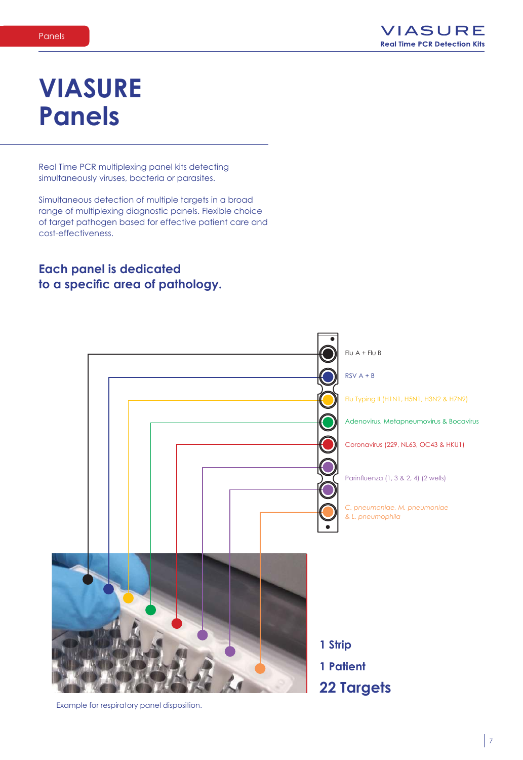# VIASURE Panels

Real Time PCR multiplexing panel kits detecting simultaneously viruses, bacteria or parasites.

Simultaneous detection of multiple targets in a broad range of multiplexing diagnostic panels. Flexible choice of target pathogen based for effective patient care and cost-effectiveness.

### Each panel is dedicated to a specific area of pathology.

- Flu A + Flu B
- RSV A + B
- Flu Typing II (H1N1, H5N1, H3N2 & H7N9)
- Adenovirus, Metapneumovirus & Bocavirus
- Coronavirus (229, NL63, OC43 & HKU1)
- Parinfluenza (1, 3 & 2, 4) (2 wells)
- *C. pneumoniae, M. pneumoniae & L. pneumophila*

**1 Strip**

**1 Patient**

**22 Targets**

Example for respiratory panel disposition.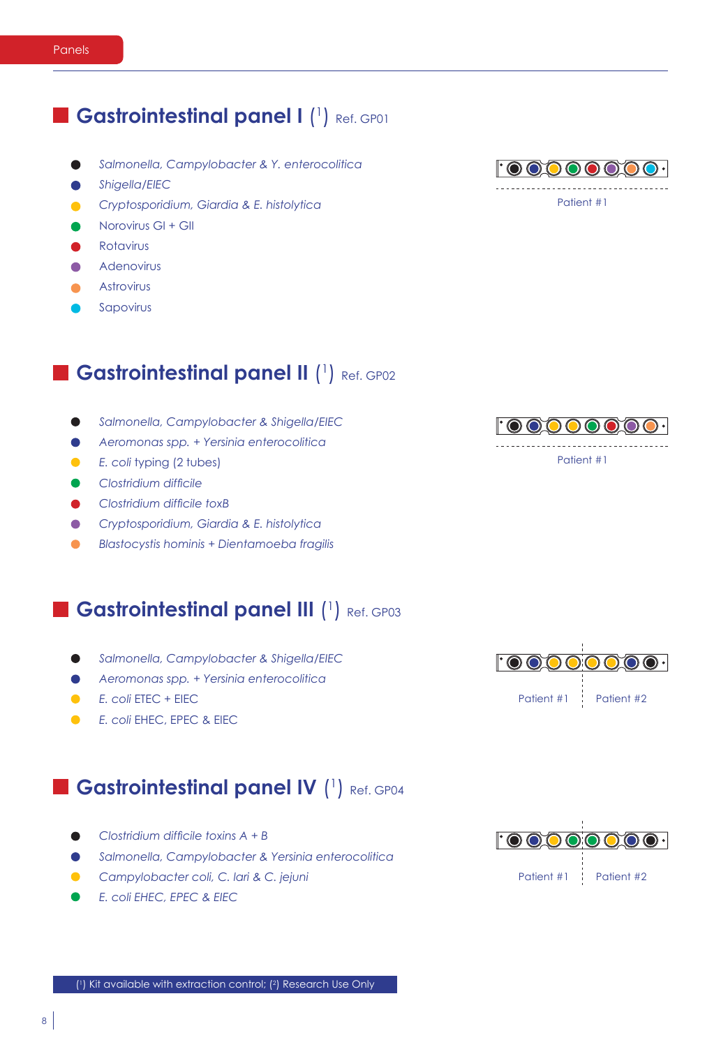Panels

## Gastrointestinal panel I ([1]) Ref. GP01

- *Salmonella, Campylobacter & Y. enterocolitica*
- *Shigella/EIEC*
- *Cryptosporidium, Giardia & E. histolytica*
- Norovirus GI + GII
- Rotavirus
- Adenovirus
- Astrovirus
- Sapovirus

Patient #1

## Gastrointestinal panel II ([1]) Ref. GP02

- *Salmonella, Campylobacter & Shigella/EIEC*
- *Aeromonas spp. + Yersinia enterocolitica*
- *E. coli* typing (2 tubes)
- *Clostridium difficile*
- *Clostridium difficile toxB*
- *Cryptosporidium, Giardia & E. histolytica*
- *Blastocystis hominis + Dientamoeba fragilis*

Patient #1

## Gastrointestinal panel III ([1]) Ref. GP03

- *Salmonella, Campylobacter & Shigella/EIEC*
- *Aeromonas spp. + Yersinia enterocolitica*
- *E. coli* ETEC + EIEC
- *E. coli* EHEC, EPEC & EIEC

Patient #1 | Patient #2

## Gastrointestinal panel IV ([1]) Ref. GP04

- *Clostridium difficile toxins A + B*
- *Salmonella, Campylobacter & Yersinia enterocolitica*
- *Campylobacter coli, C. lari & C. jejuni*
- *E. coli EHEC, EPEC & EIEC*

Patient #1 | Patient #2

([1]) Kit available with extraction control; ([2]) Research Use Only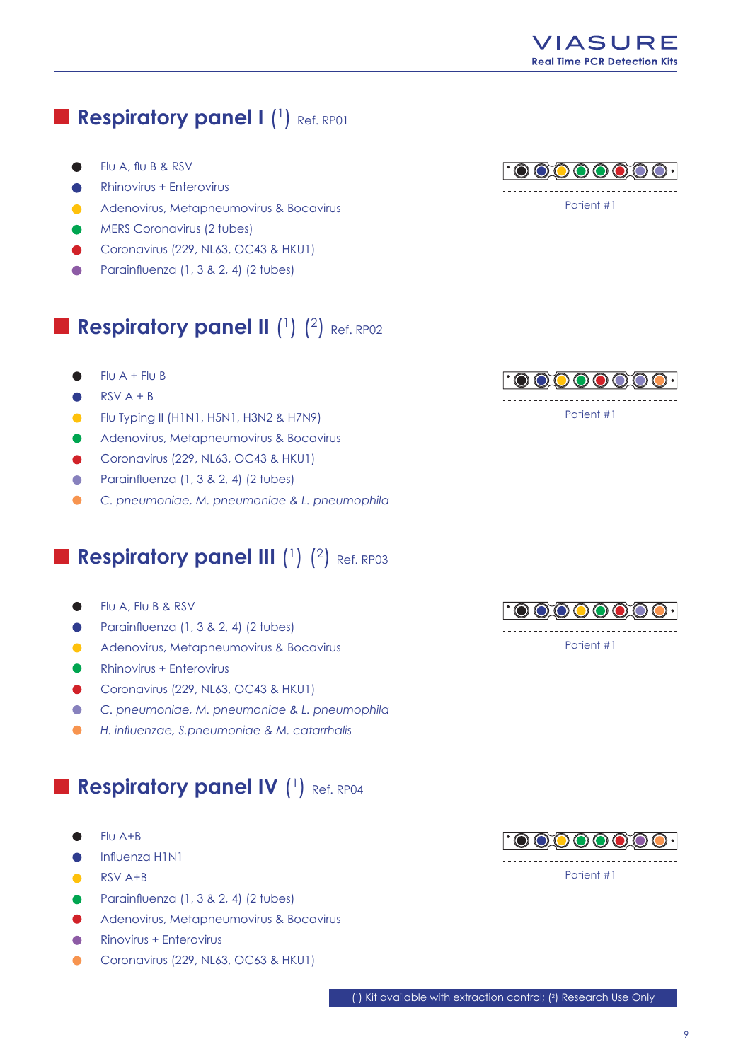## Respiratory panel I ([1]) Ref. RP01

- Flu A, flu B & RSV
- Rhinovirus + Enterovirus
- Adenovirus, Metapneumovirus & Bocavirus
- MERS Coronavirus (2 tubes)
- Coronavirus (229, NL63, OC43 & HKU1)
- Parainfluenza (1, 3 & 2, 4) (2 tubes)

Patient #1

## Respiratory panel II ([1]) ([2]) Ref. RP02

- Flu A + Flu B
- RSV A + B
- Flu Typing II (H1N1, H5N1, H3N2 & H7N9)
- Adenovirus, Metapneumovirus & Bocavirus
- Coronavirus (229, NL63, OC43 & HKU1)
- Parainfluenza (1, 3 & 2, 4) (2 tubes)
- *C. pneumoniae, M. pneumoniae & L. pneumophila*

Patient #1

## Respiratory panel III ([1]) ([2]) Ref. RP03

- Flu A, Flu B & RSV
- Parainfluenza (1, 3 & 2, 4) (2 tubes)
- Adenovirus, Metapneumovirus & Bocavirus
- Rhinovirus + Enterovirus
- Coronavirus (229, NL63, OC43 & HKU1)
- *C. pneumoniae, M. pneumoniae & L. pneumophila*
- *H. influenzae, S.pneumoniae & M. catarrhalis*

Patient #1

## Respiratory panel IV ([1]) Ref. RP04

- Flu A+B
- Influenza H1N1
- RSV A+B
- Parainfluenza (1, 3 & 2, 4) (2 tubes)
- Adenovirus, Metapneumovirus & Bocavirus
- Rinovirus + Enterovirus
- Coronavirus (229, NL63, OC63 & HKU1)

Patient #1

([1]) Kit available with extraction control; ([2]) Research Use Only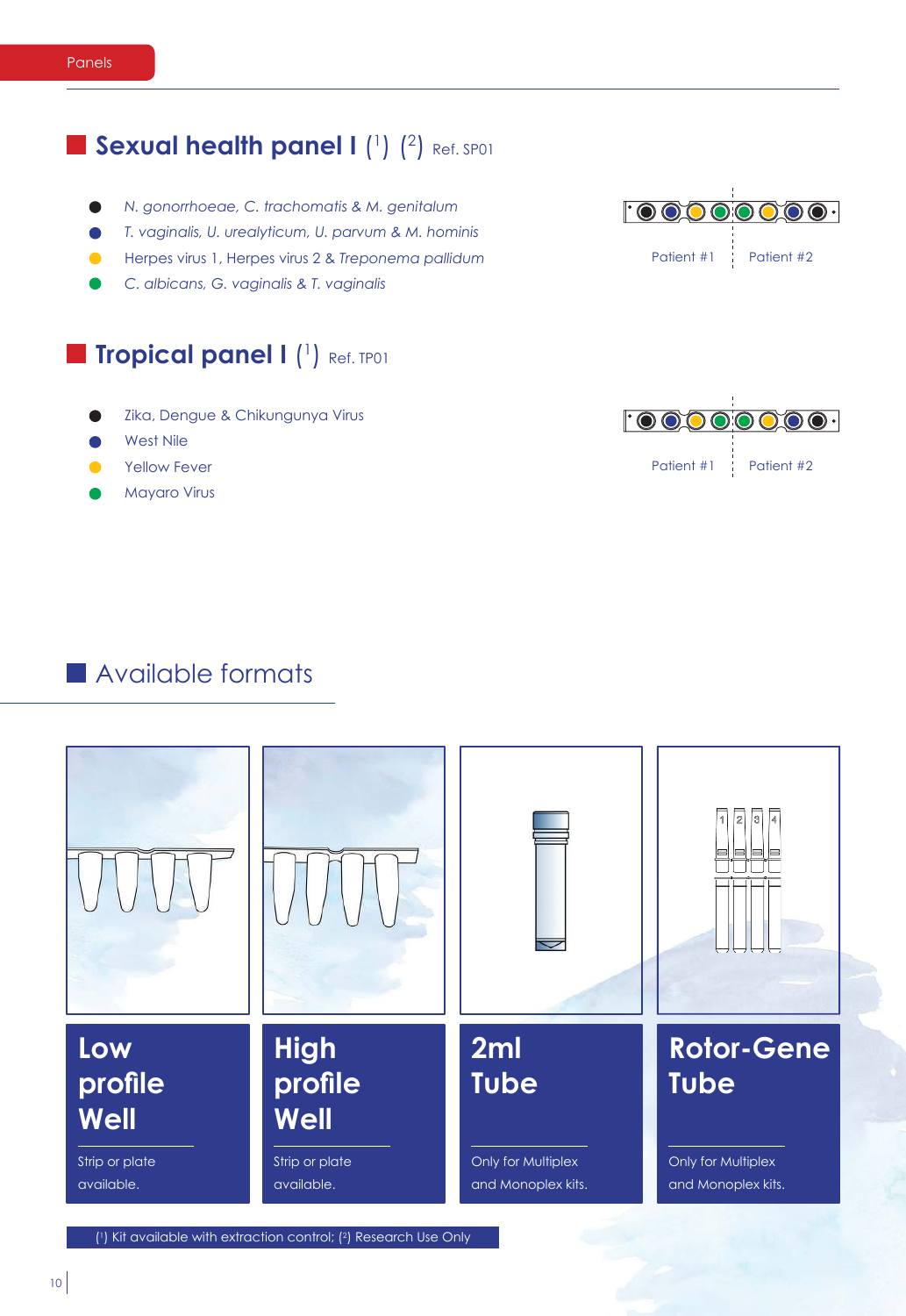Panels

## Sexual health panel I ([1]) ([2]) Ref. SP01

- *N. gonorrhoeae, C. trachomatis & M. genitalum*
- *T. vaginalis, U. urealyticum, U. parvum & M. hominis*
- Herpes virus 1, Herpes virus 2 & *Treponema pallidum*
- *C. albicans, G. vaginalis & T. vaginalis*

Patient #1 | Patient #2

## Tropical panel I ([1]) Ref. TP01

- Zika, Dengue & Chikungunya Virus
- West Nile
- Yellow Fever
- Mayaro Virus

Patient #1 | Patient #2

## Available formats

**Low profile Well**

Strip or plate available.

**High profile Well**

Strip or plate available.

**2ml Tube**

Only for Multiplex and Monoplex kits.

**Rotor-Gene Tube**

Only for Multiplex and Monoplex kits.

([1]) Kit available with extraction control; ([2]) Research Use Only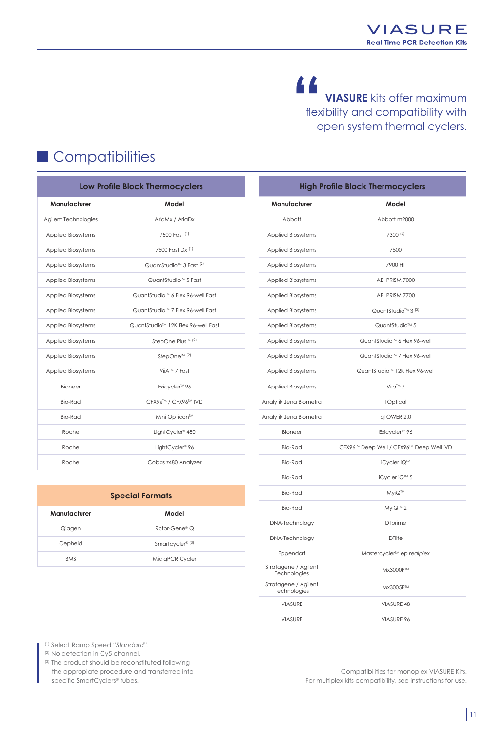> **VIASURE** kits offer maximum flexibility and compatibility with open system thermal cyclers.

## Compatibilities

| Low Profile Block Thermocyclers | |
|---|---|
| **Manufacturer** | **Model** |
| Agilent Technologies | AriaMx / AriaDx |
| Applied Biosystems | 7500 Fast [1] |
| Applied Biosystems | 7500 Fast Dx [1] |
| Applied Biosystems | QuantStudio™ 3 Fast [2] |
| Applied Biosystems | QuantStudio™ 5 Fast |
| Applied Biosystems | QuantStudio™ 6 Flex 96-well Fast |
| Applied Biosystems | QuantStudio™ 7 Flex 96-well Fast |
| Applied Biosystems | QuantStudio™ 12K Flex 96-well Fast |
| Applied Biosystems | StepOne Plus™ [2] |
| Applied Biosystems | StepOne™ [2] |
| Applied Biosystems | ViiA™ 7 Fast |
| Bioneer | Exicycler™ 96 |
| Bio-Rad | CFX96™ / CFX96™ IVD |
| Bio-Rad | Mini Opticon™ |
| Roche | LightCycler® 480 |
| Roche | LightCycler® 96 |
| Roche | Cobas z480 Analyzer |

| Special Formats | |
|---|---|
| **Manufacturer** | **Model** |
| Qiagen | Rotor-Gene® Q |
| Cepheid | Smartcycler® [3] |
| BMS | Mic qPCR Cycler |

| High Profile Block Thermocyclers | |
|---|---|
| **Manufacturer** | **Model** |
| Abbott | Abbott m2000 |
| Applied Biosystems | 7300 [2] |
| Applied Biosystems | 7500 |
| Applied Biosystems | 7900 HT |
| Applied Biosystems | ABI PRISM 7000 |
| Applied Biosystems | ABI PRISM 7700 |
| Applied Biosystems | QuantStudio™ 3 [2] |
| Applied Biosystems | QuantStudio™ 5 |
| Applied Biosystems | QuantStudio™ 6 Flex 96-well |
| Applied Biosystems | QuantStudio™ 7 Flex 96-well |
| Applied Biosystems | QuantStudio™ 12K Flex 96-well |
| Applied Biosystems | Viia™ 7 |
| Analytik Jena Biometra | TOptical |
| Analytik Jena Biometra | qTOWER 2.0 |
| Bioneer | Exicycler™ 96 |
| Bio-Rad | CFX96™ Deep Well / CFX96™ Deep Well IVD |
| Bio-Rad | iCycler iQ™ |
| Bio-Rad | iCycler iQ™ 5 |
| Bio-Rad | MyiQ™ |
| Bio-Rad | MyiQ™ 2 |
| DNA-Technology | DTprime |
| DNA-Technology | DTlite |
| Eppendorf | Mastercycler™ ep *realplex* |
| Stratagene / Agilent Technologies | Mx3000P™ |
| Stratagene / Agilent Technologies | Mx3005P™ |
| VIASURE | VIASURE 48 |
| VIASURE | VIASURE 96 |

[1] Select Ramp Speed "*Standard*".
[2] No detection in Cy5 channel.
[3] The product should be reconstituted following the appropiate procedure and transferred into specific SmartCyclers® tubes.

Compatibilities for monoplex VIASURE Kits.
For multiplex kits compatibility, see instructions for use.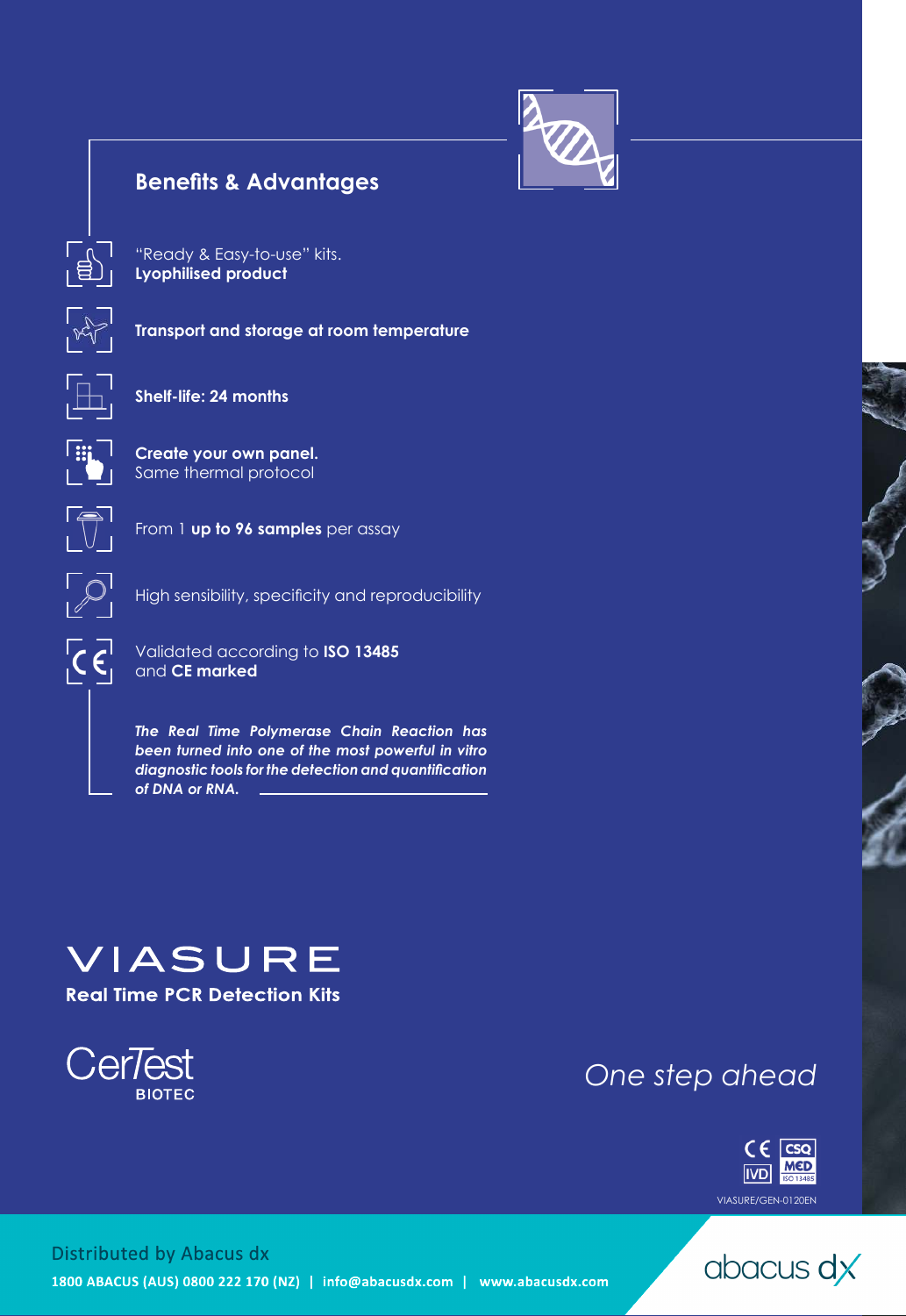## Benefits & Advantages

- "Ready & Easy-to-use" kits. **Lyophilised product**
- **Transport and storage at room temperature**
- **Shelf-life: 24 months**
- **Create your own panel.** Same thermal protocol
- From 1 **up to 96 samples** per assay
- High sensibility, specificity and reproducibility
- Validated according to **ISO 13485** and **CE marked**

***The Real Time Polymerase Chain Reaction has been turned into one of the most powerful in vitro diagnostic tools for the detection and quantification of DNA or RNA.***

# VIASURE

**Real Time PCR Detection Kits**

CerTest BIOTEC

*One step ahead*

CE IVD CSQ MED ISO 13485

VIASURE/GEN-0120EN

Distributed by Abacus dx

**1800 ABACUS (AUS) 0800 222 170 (NZ) | info@abacusdx.com | www.abacusdx.com**

abacus dx